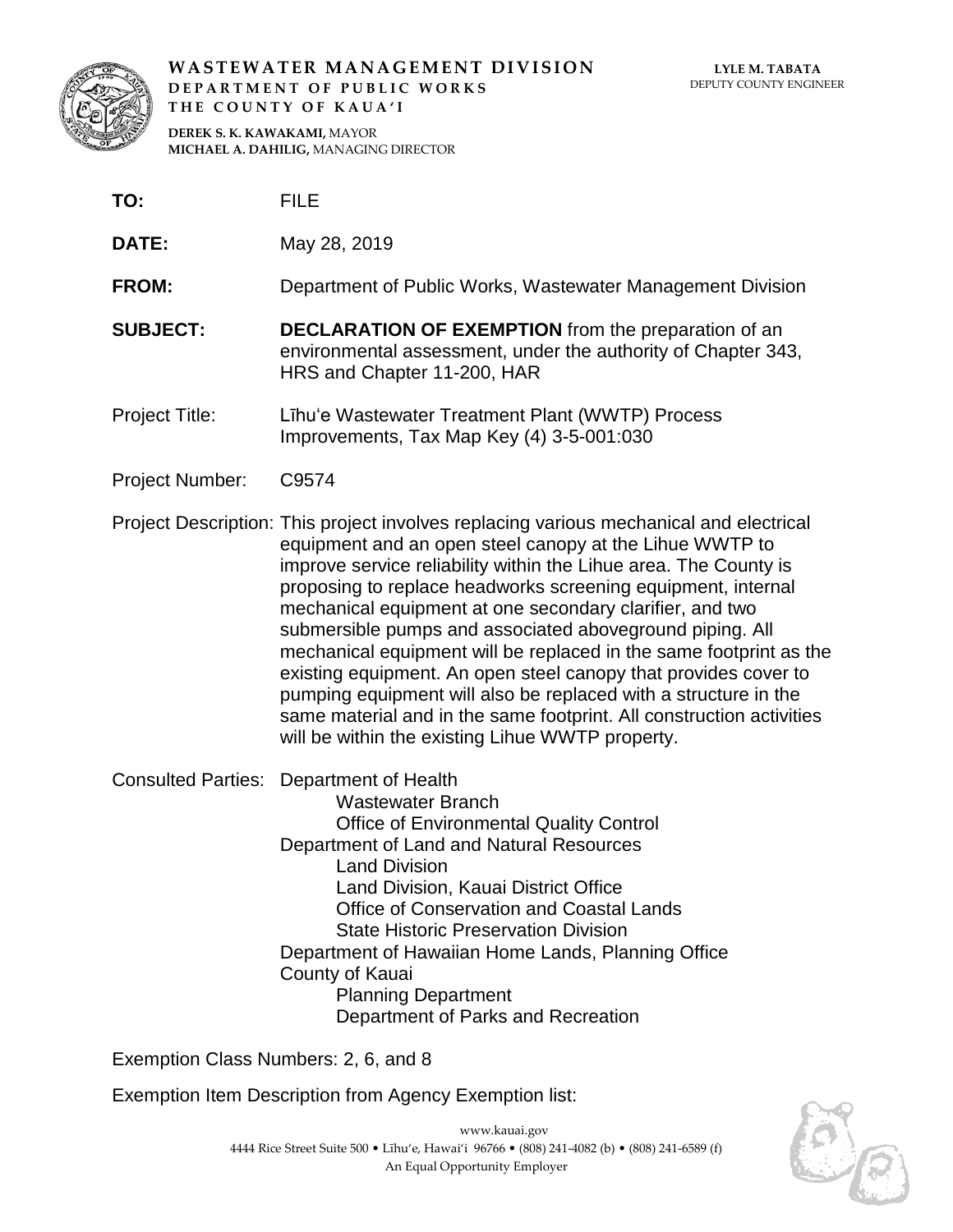**WASTEWATER MANAGEMENT DIVISION**
**DEPARTMENT OF PUBLIC WORKS**
**THE COUNTY OF KAUAʻI**

**DEREK S. K. KAWAKAMI,** MAYOR
**MICHAEL A. DAHILIG,** MANAGING DIRECTOR

**LYLE M. TABATA**
DEPUTY COUNTY ENGINEER

**TO:** FILE

**DATE:** May 28, 2019

**FROM:** Department of Public Works, Wastewater Management Division

**SUBJECT:** **DECLARATION OF EXEMPTION** from the preparation of an environmental assessment, under the authority of Chapter 343, HRS and Chapter 11-200, HAR

Project Title: Līhuʻe Wastewater Treatment Plant (WWTP) Process Improvements, Tax Map Key (4) 3-5-001:030

Project Number: C9574

Project Description: This project involves replacing various mechanical and electrical equipment and an open steel canopy at the Lihue WWTP to improve service reliability within the Lihue area. The County is proposing to replace headworks screening equipment, internal mechanical equipment at one secondary clarifier, and two submersible pumps and associated aboveground piping. All mechanical equipment will be replaced in the same footprint as the existing equipment. An open steel canopy that provides cover to pumping equipment will also be replaced with a structure in the same material and in the same footprint. All construction activities will be within the existing Lihue WWTP property.

Consulted Parties: Department of Health
- Wastewater Branch
- Office of Environmental Quality Control

Department of Land and Natural Resources
- Land Division
- Land Division, Kauai District Office
- Office of Conservation and Coastal Lands
- State Historic Preservation Division

Department of Hawaiian Home Lands, Planning Office

County of Kauai
- Planning Department
- Department of Parks and Recreation

Exemption Class Numbers: 2, 6, and 8

Exemption Item Description from Agency Exemption list: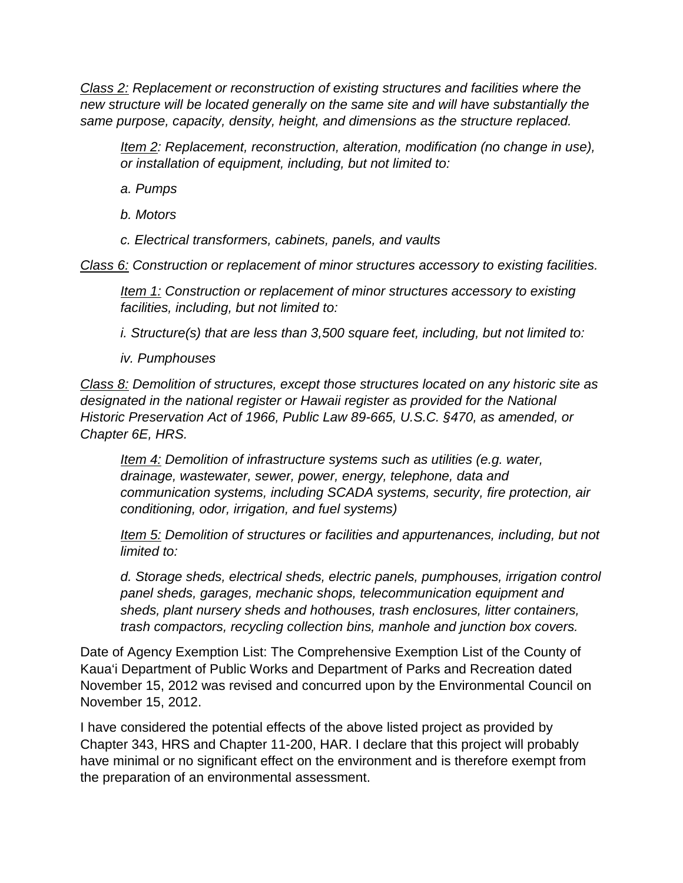*<u>Class 2:</u> Replacement or reconstruction of existing structures and facilities where the new structure will be located generally on the same site and will have substantially the same purpose, capacity, density, height, and dimensions as the structure replaced.*

> *<u>Item 2</u>: Replacement, reconstruction, alteration, modification (no change in use), or installation of equipment, including, but not limited to:*
>
> *a. Pumps*
>
> *b. Motors*
>
> *c. Electrical transformers, cabinets, panels, and vaults*

*<u>Class 6:</u> Construction or replacement of minor structures accessory to existing facilities.*

> *<u>Item 1:</u> Construction or replacement of minor structures accessory to existing facilities, including, but not limited to:*
>
> *i. Structure(s) that are less than 3,500 square feet, including, but not limited to:*
>
> *iv. Pumphouses*

*<u>Class 8:</u> Demolition of structures, except those structures located on any historic site as designated in the national register or Hawaii register as provided for the National Historic Preservation Act of 1966, Public Law 89-665, U.S.C. §470, as amended, or Chapter 6E, HRS.*

> *<u>Item 4:</u> Demolition of infrastructure systems such as utilities (e.g. water, drainage, wastewater, sewer, power, energy, telephone, data and communication systems, including SCADA systems, security, fire protection, air conditioning, odor, irrigation, and fuel systems)*
>
> *<u>Item 5:</u> Demolition of structures or facilities and appurtenances, including, but not limited to:*
>
> *d. Storage sheds, electrical sheds, electric panels, pumphouses, irrigation control panel sheds, garages, mechanic shops, telecommunication equipment and sheds, plant nursery sheds and hothouses, trash enclosures, litter containers, trash compactors, recycling collection bins, manhole and junction box covers.*

Date of Agency Exemption List: The Comprehensive Exemption List of the County of Kaua'i Department of Public Works and Department of Parks and Recreation dated November 15, 2012 was revised and concurred upon by the Environmental Council on November 15, 2012.

I have considered the potential effects of the above listed project as provided by Chapter 343, HRS and Chapter 11-200, HAR. I declare that this project will probably have minimal or no significant effect on the environment and is therefore exempt from the preparation of an environmental assessment.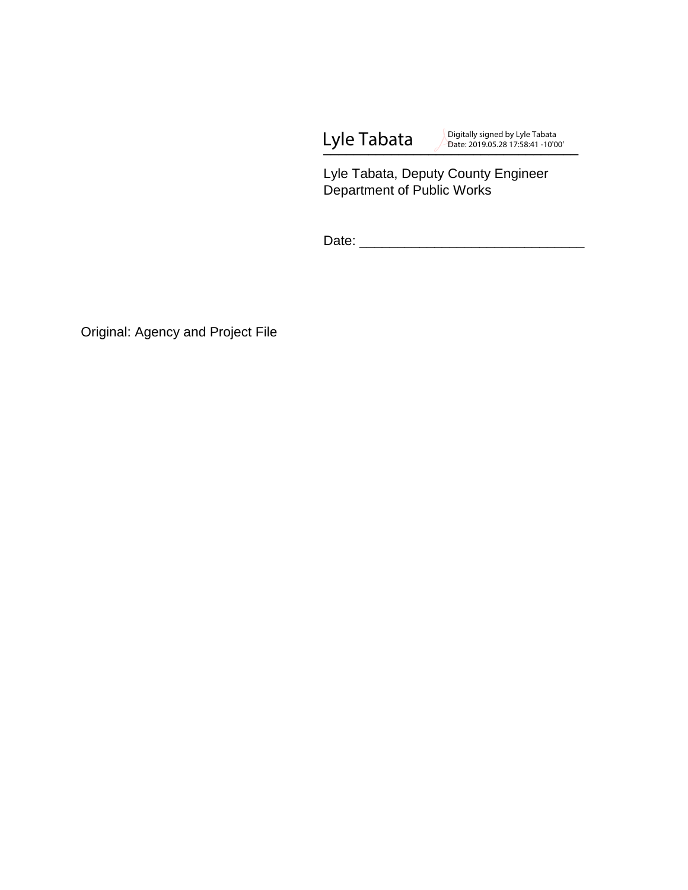Lyle Tabata  Digitally signed by Lyle Tabata
Date: 2019.05.28 17:58:41 -10'00'

Lyle Tabata, Deputy County Engineer
Department of Public Works

Date: ______________________________

Original: Agency and Project File